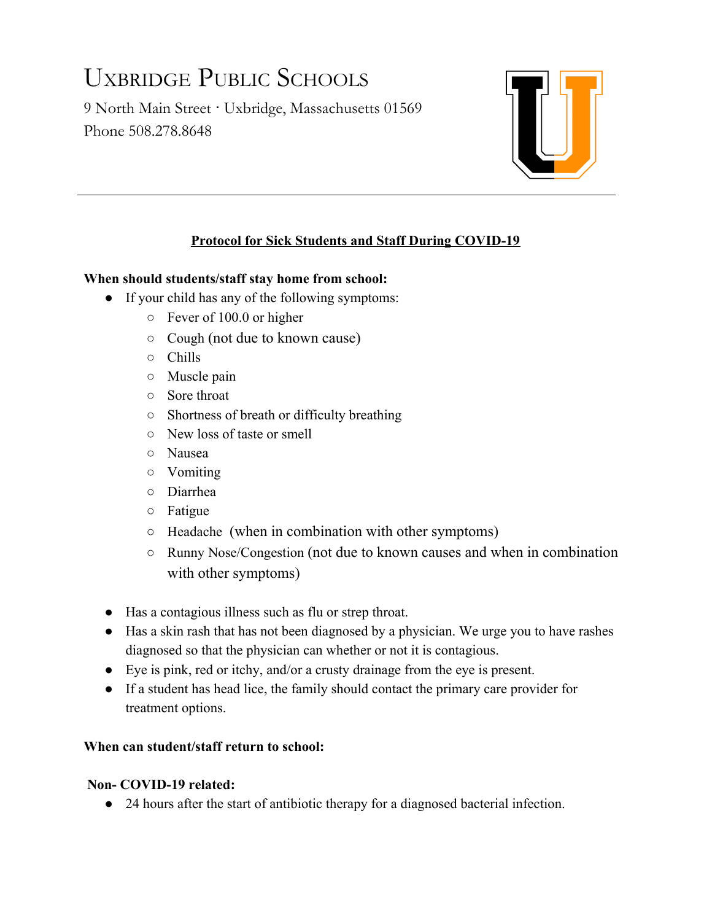# Uxbridge Public Schools

9 North Main Street · Uxbridge, Massachusetts 01569
Phone 508.278.8648

---

## Protocol for Sick Students and Staff During COVID-19

**When should students/staff stay home from school:**

- If your child has any of the following symptoms:
  - Fever of 100.0 or higher
  - Cough (not due to known cause)
  - Chills
  - Muscle pain
  - Sore throat
  - Shortness of breath or difficulty breathing
  - New loss of taste or smell
  - Nausea
  - Vomiting
  - Diarrhea
  - Fatigue
  - Headache (when in combination with other symptoms)
  - Runny Nose/Congestion (not due to known causes and when in combination with other symptoms)

- Has a contagious illness such as flu or strep throat.
- Has a skin rash that has not been diagnosed by a physician. We urge you to have rashes diagnosed so that the physician can whether or not it is contagious.
- Eye is pink, red or itchy, and/or a crusty drainage from the eye is present.
- If a student has head lice, the family should contact the primary care provider for treatment options.

**When can student/staff return to school:**

**Non- COVID-19 related:**

- 24 hours after the start of antibiotic therapy for a diagnosed bacterial infection.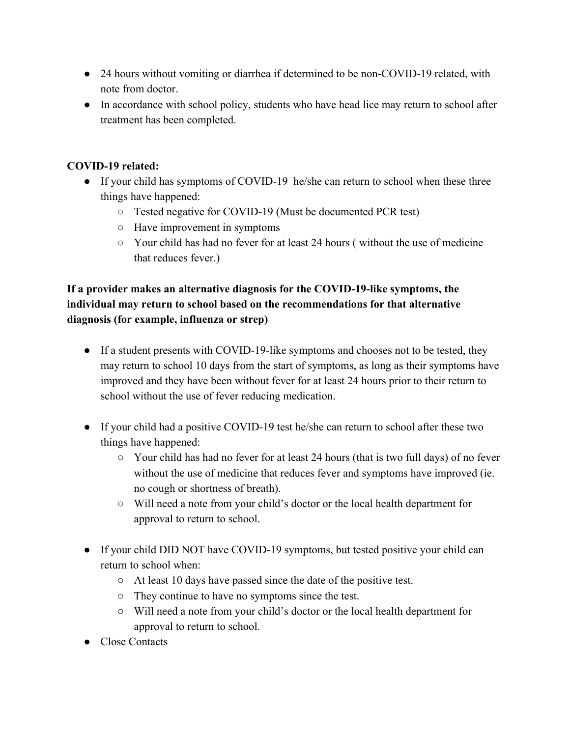- 24 hours without vomiting or diarrhea if determined to be non-COVID-19 related, with note from doctor.
- In accordance with school policy, students who have head lice may return to school after treatment has been completed.

**COVID-19 related:**

- If your child has symptoms of COVID-19 he/she can return to school when these three things have happened:
  - Tested negative for COVID-19 (Must be documented PCR test)
  - Have improvement in symptoms
  - Your child has had no fever for at least 24 hours ( without the use of medicine that reduces fever.)

**If a provider makes an alternative diagnosis for the COVID-19-like symptoms, the individual may return to school based on the recommendations for that alternative diagnosis (for example, influenza or strep)**

- If a student presents with COVID-19-like symptoms and chooses not to be tested, they may return to school 10 days from the start of symptoms, as long as their symptoms have improved and they have been without fever for at least 24 hours prior to their return to school without the use of fever reducing medication.

- If your child had a positive COVID-19 test he/she can return to school after these two things have happened:
  - Your child has had no fever for at least 24 hours (that is two full days) of no fever without the use of medicine that reduces fever and symptoms have improved (ie. no cough or shortness of breath).
  - Will need a note from your child's doctor or the local health department for approval to return to school.

- If your child DID NOT have COVID-19 symptoms, but tested positive your child can return to school when:
  - At least 10 days have passed since the date of the positive test.
  - They continue to have no symptoms since the test.
  - Will need a note from your child's doctor or the local health department for approval to return to school.
- Close Contacts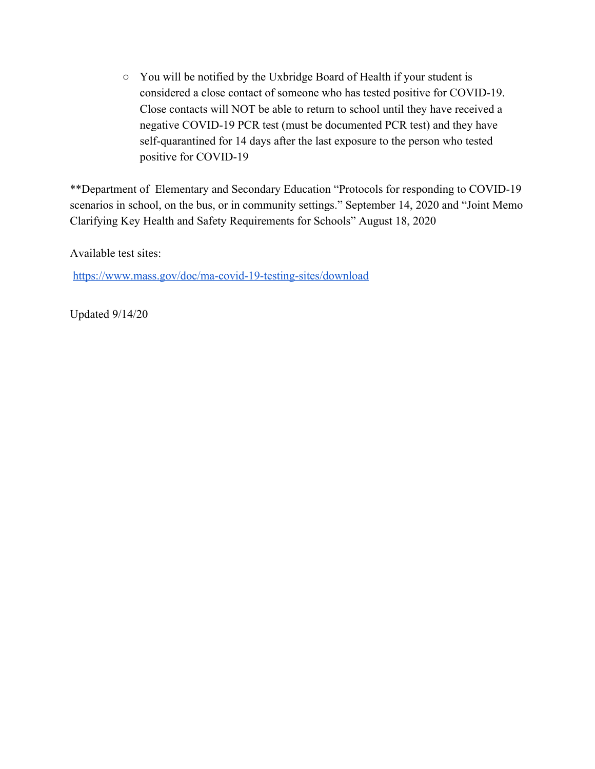- You will be notified by the Uxbridge Board of Health if your student is considered a close contact of someone who has tested positive for COVID-19. Close contacts will NOT be able to return to school until they have received a negative COVID-19 PCR test (must be documented PCR test) and they have self-quarantined for 14 days after the last exposure to the person who tested positive for COVID-19

**Department of Elementary and Secondary Education "Protocols for responding to COVID-19 scenarios in school, on the bus, or in community settings." September 14, 2020 and "Joint Memo Clarifying Key Health and Safety Requirements for Schools" August 18, 2020

Available test sites:

[https://www.mass.gov/doc/ma-covid-19-testing-sites/download](https://www.mass.gov/doc/ma-covid-19-testing-sites/download)

Updated 9/14/20